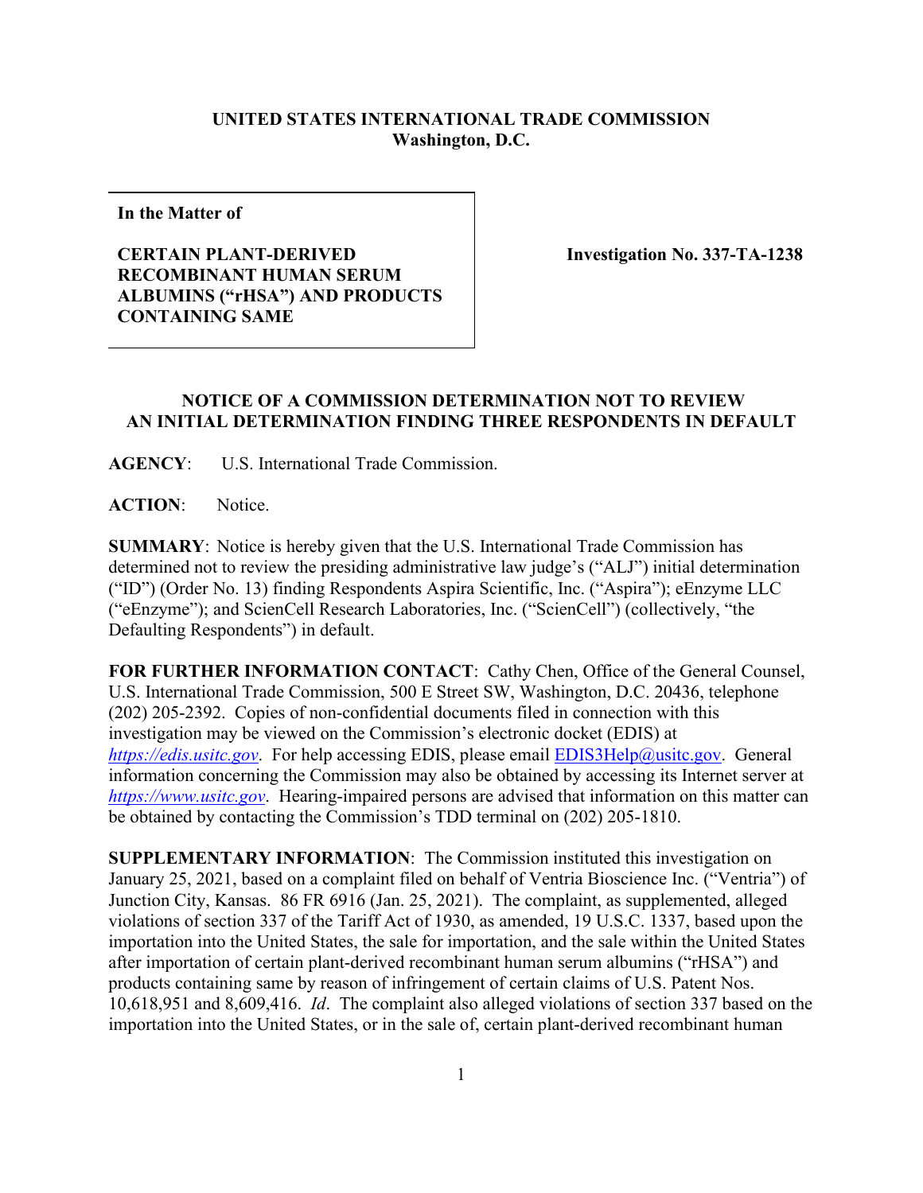**UNITED STATES INTERNATIONAL TRADE COMMISSION**
**Washington, D.C.**

| **In the Matter of** <br><br> **CERTAIN PLANT-DERIVED RECOMBINANT HUMAN SERUM ALBUMINS (“rHSA”) AND PRODUCTS CONTAINING SAME** | **Investigation No. 337-TA-1238** |
|---|---|

**NOTICE OF A COMMISSION DETERMINATION NOT TO REVIEW AN INITIAL DETERMINATION FINDING THREE RESPONDENTS IN DEFAULT**

**AGENCY**: U.S. International Trade Commission.

**ACTION**: Notice.

**SUMMARY**: Notice is hereby given that the U.S. International Trade Commission has determined not to review the presiding administrative law judge’s (“ALJ”) initial determination (“ID”) (Order No. 13) finding Respondents Aspira Scientific, Inc. (“Aspira”); eEnzyme LLC (“eEnzyme”); and ScienCell Research Laboratories, Inc. (“ScienCell”) (collectively, “the Defaulting Respondents”) in default.

**FOR FURTHER INFORMATION CONTACT**: Cathy Chen, Office of the General Counsel, U.S. International Trade Commission, 500 E Street SW, Washington, D.C. 20436, telephone (202) 205-2392. Copies of non-confidential documents filed in connection with this investigation may be viewed on the Commission’s electronic docket (EDIS) at *https://edis.usitc.gov*. For help accessing EDIS, please email EDIS3Help@usitc.gov. General information concerning the Commission may also be obtained by accessing its Internet server at *https://www.usitc.gov*. Hearing-impaired persons are advised that information on this matter can be obtained by contacting the Commission’s TDD terminal on (202) 205-1810.

**SUPPLEMENTARY INFORMATION**: The Commission instituted this investigation on January 25, 2021, based on a complaint filed on behalf of Ventria Bioscience Inc. (“Ventria”) of Junction City, Kansas. 86 FR 6916 (Jan. 25, 2021). The complaint, as supplemented, alleged violations of section 337 of the Tariff Act of 1930, as amended, 19 U.S.C. 1337, based upon the importation into the United States, the sale for importation, and the sale within the United States after importation of certain plant-derived recombinant human serum albumins (“rHSA”) and products containing same by reason of infringement of certain claims of U.S. Patent Nos. 10,618,951 and 8,609,416. *Id*. The complaint also alleged violations of section 337 based on the importation into the United States, or in the sale of, certain plant-derived recombinant human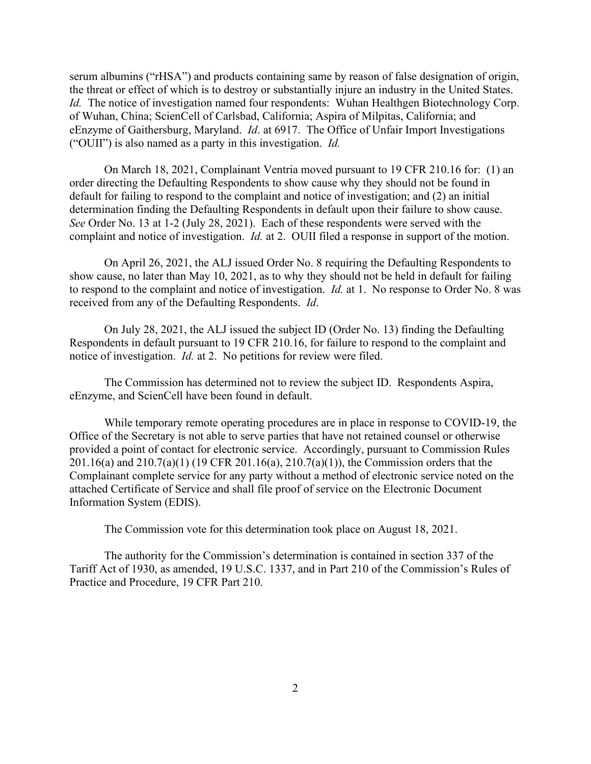serum albumins ("rHSA") and products containing same by reason of false designation of origin, the threat or effect of which is to destroy or substantially injure an industry in the United States. *Id.* The notice of investigation named four respondents: Wuhan Healthgen Biotechnology Corp. of Wuhan, China; ScienCell of Carlsbad, California; Aspira of Milpitas, California; and eEnzyme of Gaithersburg, Maryland. *Id*. at 6917. The Office of Unfair Import Investigations ("OUII") is also named as a party in this investigation. *Id.*

On March 18, 2021, Complainant Ventria moved pursuant to 19 CFR 210.16 for: (1) an order directing the Defaulting Respondents to show cause why they should not be found in default for failing to respond to the complaint and notice of investigation; and (2) an initial determination finding the Defaulting Respondents in default upon their failure to show cause. *See* Order No. 13 at 1-2 (July 28, 2021). Each of these respondents were served with the complaint and notice of investigation. *Id.* at 2. OUII filed a response in support of the motion.

On April 26, 2021, the ALJ issued Order No. 8 requiring the Defaulting Respondents to show cause, no later than May 10, 2021, as to why they should not be held in default for failing to respond to the complaint and notice of investigation. *Id.* at 1. No response to Order No. 8 was received from any of the Defaulting Respondents. *Id*.

On July 28, 2021, the ALJ issued the subject ID (Order No. 13) finding the Defaulting Respondents in default pursuant to 19 CFR 210.16, for failure to respond to the complaint and notice of investigation. *Id.* at 2. No petitions for review were filed.

The Commission has determined not to review the subject ID. Respondents Aspira, eEnzyme, and ScienCell have been found in default.

While temporary remote operating procedures are in place in response to COVID-19, the Office of the Secretary is not able to serve parties that have not retained counsel or otherwise provided a point of contact for electronic service. Accordingly, pursuant to Commission Rules 201.16(a) and 210.7(a)(1) (19 CFR 201.16(a), 210.7(a)(1)), the Commission orders that the Complainant complete service for any party without a method of electronic service noted on the attached Certificate of Service and shall file proof of service on the Electronic Document Information System (EDIS).

The Commission vote for this determination took place on August 18, 2021.

The authority for the Commission's determination is contained in section 337 of the Tariff Act of 1930, as amended, 19 U.S.C. 1337, and in Part 210 of the Commission's Rules of Practice and Procedure, 19 CFR Part 210.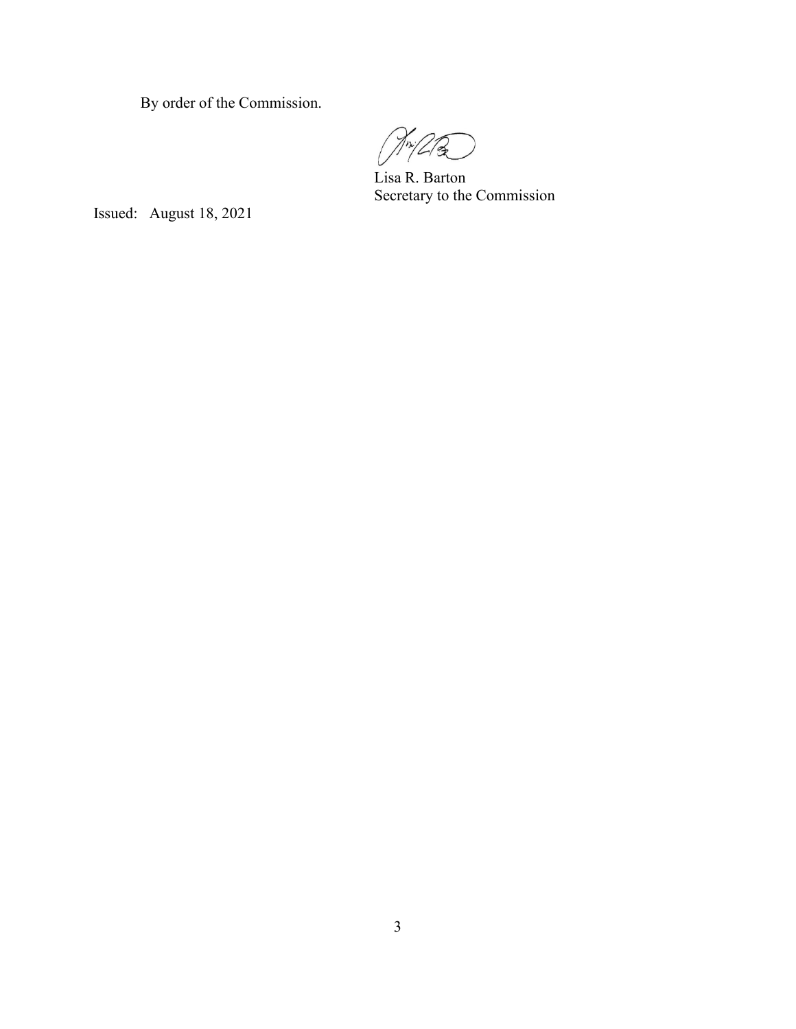By order of the Commission.

Lisa R. Barton
Secretary to the Commission

Issued: August 18, 2021